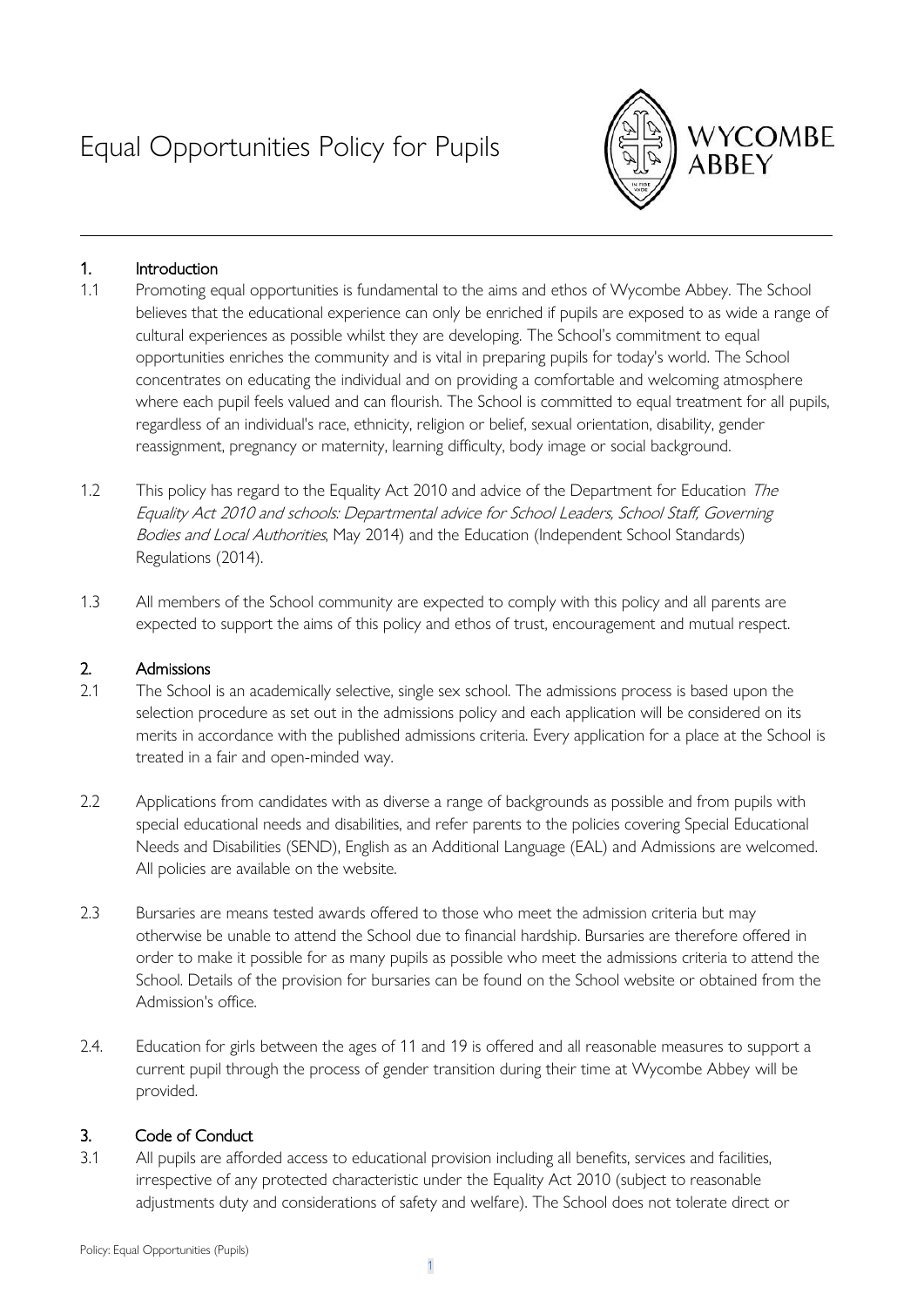# Equal Opportunities Policy for Pupils

## 1. Introduction

1.1 Promoting equal opportunities is fundamental to the aims and ethos of Wycombe Abbey. The School believes that the educational experience can only be enriched if pupils are exposed to as wide a range of cultural experiences as possible whilst they are developing. The School's commitment to equal opportunities enriches the community and is vital in preparing pupils for today's world. The School concentrates on educating the individual and on providing a comfortable and welcoming atmosphere where each pupil feels valued and can flourish. The School is committed to equal treatment for all pupils, regardless of an individual's race, ethnicity, religion or belief, sexual orientation, disability, gender reassignment, pregnancy or maternity, learning difficulty, body image or social background.

1.2 This policy has regard to the Equality Act 2010 and advice of the Department for Education *The Equality Act 2010 and schools: Departmental advice for School Leaders, School Staff, Governing Bodies and Local Authorities*, May 2014) and the Education (Independent School Standards) Regulations (2014).

1.3 All members of the School community are expected to comply with this policy and all parents are expected to support the aims of this policy and ethos of trust, encouragement and mutual respect.

## 2. Admissions

2.1 The School is an academically selective, single sex school. The admissions process is based upon the selection procedure as set out in the admissions policy and each application will be considered on its merits in accordance with the published admissions criteria. Every application for a place at the School is treated in a fair and open-minded way.

2.2 Applications from candidates with as diverse a range of backgrounds as possible and from pupils with special educational needs and disabilities, and refer parents to the policies covering Special Educational Needs and Disabilities (SEND), English as an Additional Language (EAL) and Admissions are welcomed. All policies are available on the website.

2.3 Bursaries are means tested awards offered to those who meet the admission criteria but may otherwise be unable to attend the School due to financial hardship. Bursaries are therefore offered in order to make it possible for as many pupils as possible who meet the admissions criteria to attend the School. Details of the provision for bursaries can be found on the School website or obtained from the Admission's office.

2.4. Education for girls between the ages of 11 and 19 is offered and all reasonable measures to support a current pupil through the process of gender transition during their time at Wycombe Abbey will be provided.

## 3. Code of Conduct

3.1 All pupils are afforded access to educational provision including all benefits, services and facilities, irrespective of any protected characteristic under the Equality Act 2010 (subject to reasonable adjustments duty and considerations of safety and welfare). The School does not tolerate direct or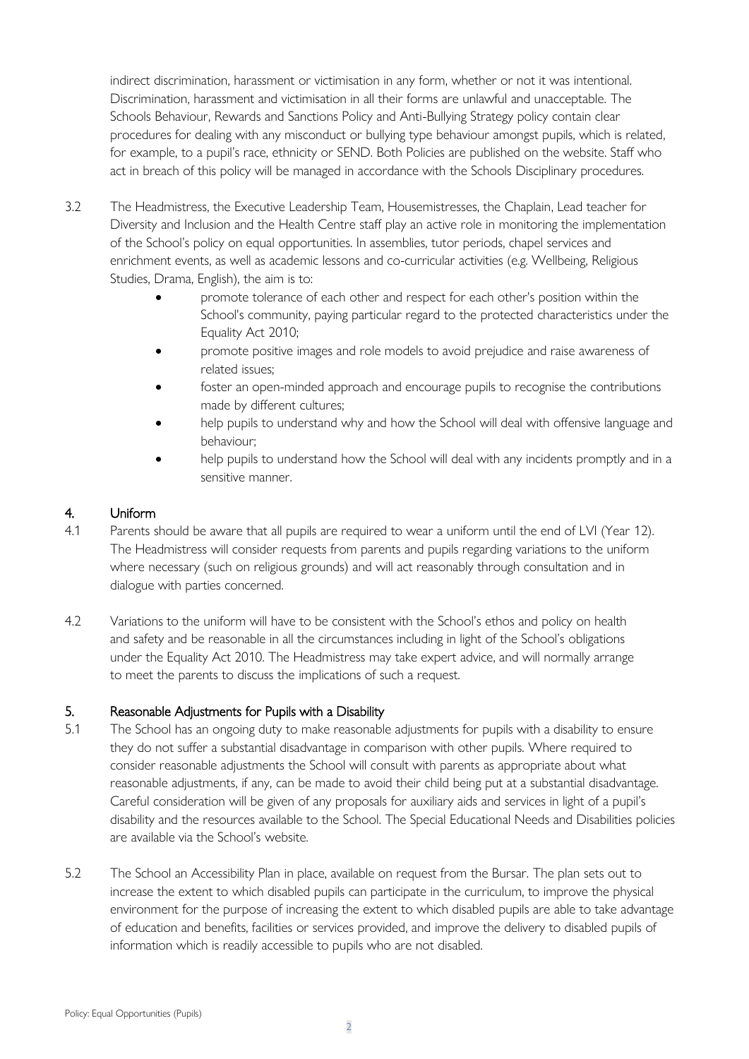indirect discrimination, harassment or victimisation in any form, whether or not it was intentional. Discrimination, harassment and victimisation in all their forms are unlawful and unacceptable. The Schools Behaviour, Rewards and Sanctions Policy and Anti-Bullying Strategy policy contain clear procedures for dealing with any misconduct or bullying type behaviour amongst pupils, which is related, for example, to a pupil's race, ethnicity or SEND. Both Policies are published on the website. Staff who act in breach of this policy will be managed in accordance with the Schools Disciplinary procedures.

3.2 The Headmistress, the Executive Leadership Team, Housemistresses, the Chaplain, Lead teacher for Diversity and Inclusion and the Health Centre staff play an active role in monitoring the implementation of the School's policy on equal opportunities. In assemblies, tutor periods, chapel services and enrichment events, as well as academic lessons and co-curricular activities (e.g. Wellbeing, Religious Studies, Drama, English), the aim is to:

- promote tolerance of each other and respect for each other's position within the School's community, paying particular regard to the protected characteristics under the Equality Act 2010;
- promote positive images and role models to avoid prejudice and raise awareness of related issues;
- foster an open-minded approach and encourage pupils to recognise the contributions made by different cultures;
- help pupils to understand why and how the School will deal with offensive language and behaviour;
- help pupils to understand how the School will deal with any incidents promptly and in a sensitive manner.

## 4. Uniform

4.1 Parents should be aware that all pupils are required to wear a uniform until the end of LVI (Year 12). The Headmistress will consider requests from parents and pupils regarding variations to the uniform where necessary (such on religious grounds) and will act reasonably through consultation and in dialogue with parties concerned.

4.2 Variations to the uniform will have to be consistent with the School's ethos and policy on health and safety and be reasonable in all the circumstances including in light of the School's obligations under the Equality Act 2010. The Headmistress may take expert advice, and will normally arrange to meet the parents to discuss the implications of such a request.

## 5. Reasonable Adjustments for Pupils with a Disability

5.1 The School has an ongoing duty to make reasonable adjustments for pupils with a disability to ensure they do not suffer a substantial disadvantage in comparison with other pupils. Where required to consider reasonable adjustments the School will consult with parents as appropriate about what reasonable adjustments, if any, can be made to avoid their child being put at a substantial disadvantage. Careful consideration will be given of any proposals for auxiliary aids and services in light of a pupil's disability and the resources available to the School. The Special Educational Needs and Disabilities policies are available via the School's website.

5.2 The School an Accessibility Plan in place, available on request from the Bursar. The plan sets out to increase the extent to which disabled pupils can participate in the curriculum, to improve the physical environment for the purpose of increasing the extent to which disabled pupils are able to take advantage of education and benefits, facilities or services provided, and improve the delivery to disabled pupils of information which is readily accessible to pupils who are not disabled.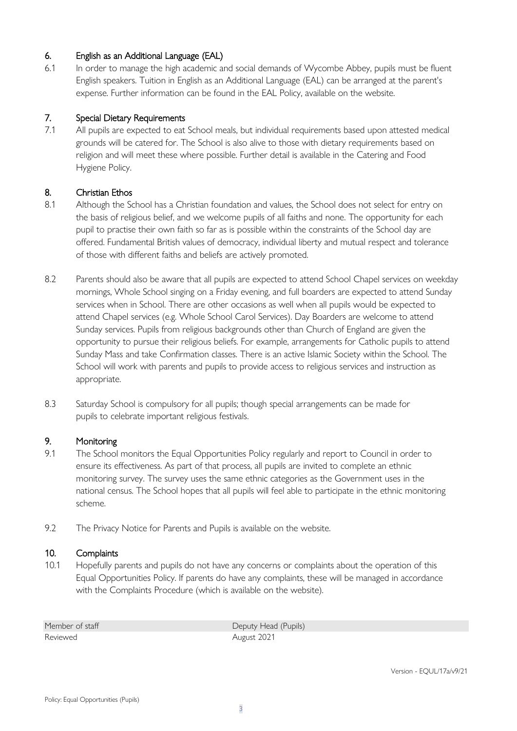## 6. English as an Additional Language (EAL)

6.1 In order to manage the high academic and social demands of Wycombe Abbey, pupils must be fluent English speakers. Tuition in English as an Additional Language (EAL) can be arranged at the parent's expense. Further information can be found in the EAL Policy, available on the website.

## 7. Special Dietary Requirements

7.1 All pupils are expected to eat School meals, but individual requirements based upon attested medical grounds will be catered for. The School is also alive to those with dietary requirements based on religion and will meet these where possible. Further detail is available in the Catering and Food Hygiene Policy.

## 8. Christian Ethos

8.1 Although the School has a Christian foundation and values, the School does not select for entry on the basis of religious belief, and we welcome pupils of all faiths and none. The opportunity for each pupil to practise their own faith so far as is possible within the constraints of the School day are offered. Fundamental British values of democracy, individual liberty and mutual respect and tolerance of those with different faiths and beliefs are actively promoted.

8.2 Parents should also be aware that all pupils are expected to attend School Chapel services on weekday mornings, Whole School singing on a Friday evening, and full boarders are expected to attend Sunday services when in School. There are other occasions as well when all pupils would be expected to attend Chapel services (e.g. Whole School Carol Services). Day Boarders are welcome to attend Sunday services. Pupils from religious backgrounds other than Church of England are given the opportunity to pursue their religious beliefs. For example, arrangements for Catholic pupils to attend Sunday Mass and take Confirmation classes. There is an active Islamic Society within the School. The School will work with parents and pupils to provide access to religious services and instruction as appropriate.

8.3 Saturday School is compulsory for all pupils; though special arrangements can be made for pupils to celebrate important religious festivals.

## 9. Monitoring

9.1 The School monitors the Equal Opportunities Policy regularly and report to Council in order to ensure its effectiveness. As part of that process, all pupils are invited to complete an ethnic monitoring survey. The survey uses the same ethnic categories as the Government uses in the national census. The School hopes that all pupils will feel able to participate in the ethnic monitoring scheme.

9.2 The Privacy Notice for Parents and Pupils is available on the website.

## 10. Complaints

10.1 Hopefully parents and pupils do not have any concerns or complaints about the operation of this Equal Opportunities Policy. If parents do have any complaints, these will be managed in accordance with the Complaints Procedure (which is available on the website).

| Member of staff | Deputy Head (Pupils) |
|---|---|
| Reviewed | August 2021 |

Version - EQUL/17a/v9/21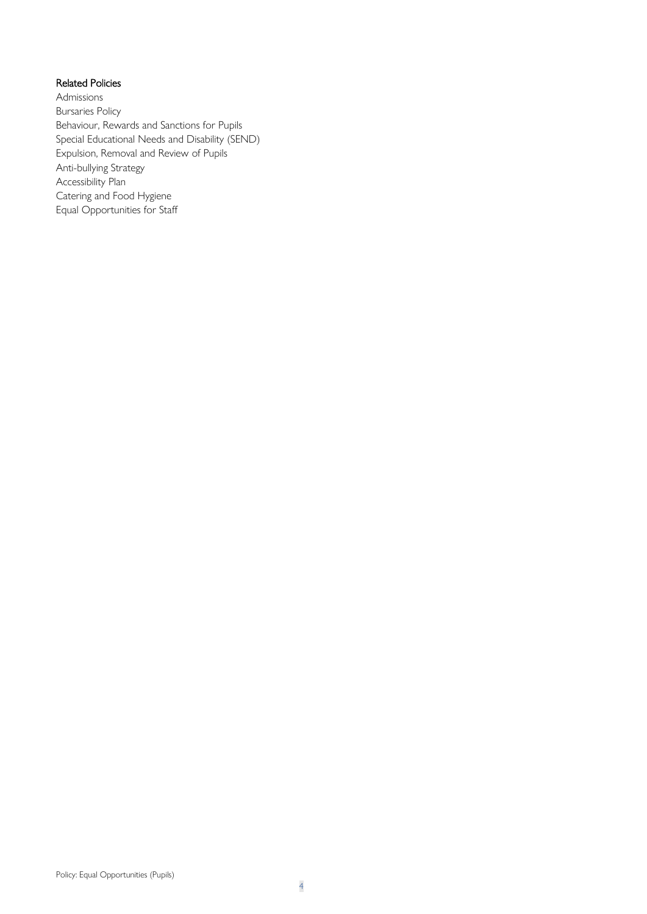## Related Policies

Admissions
Bursaries Policy
Behaviour, Rewards and Sanctions for Pupils
Special Educational Needs and Disability (SEND)
Expulsion, Removal and Review of Pupils
Anti-bullying Strategy
Accessibility Plan
Catering and Food Hygiene
Equal Opportunities for Staff